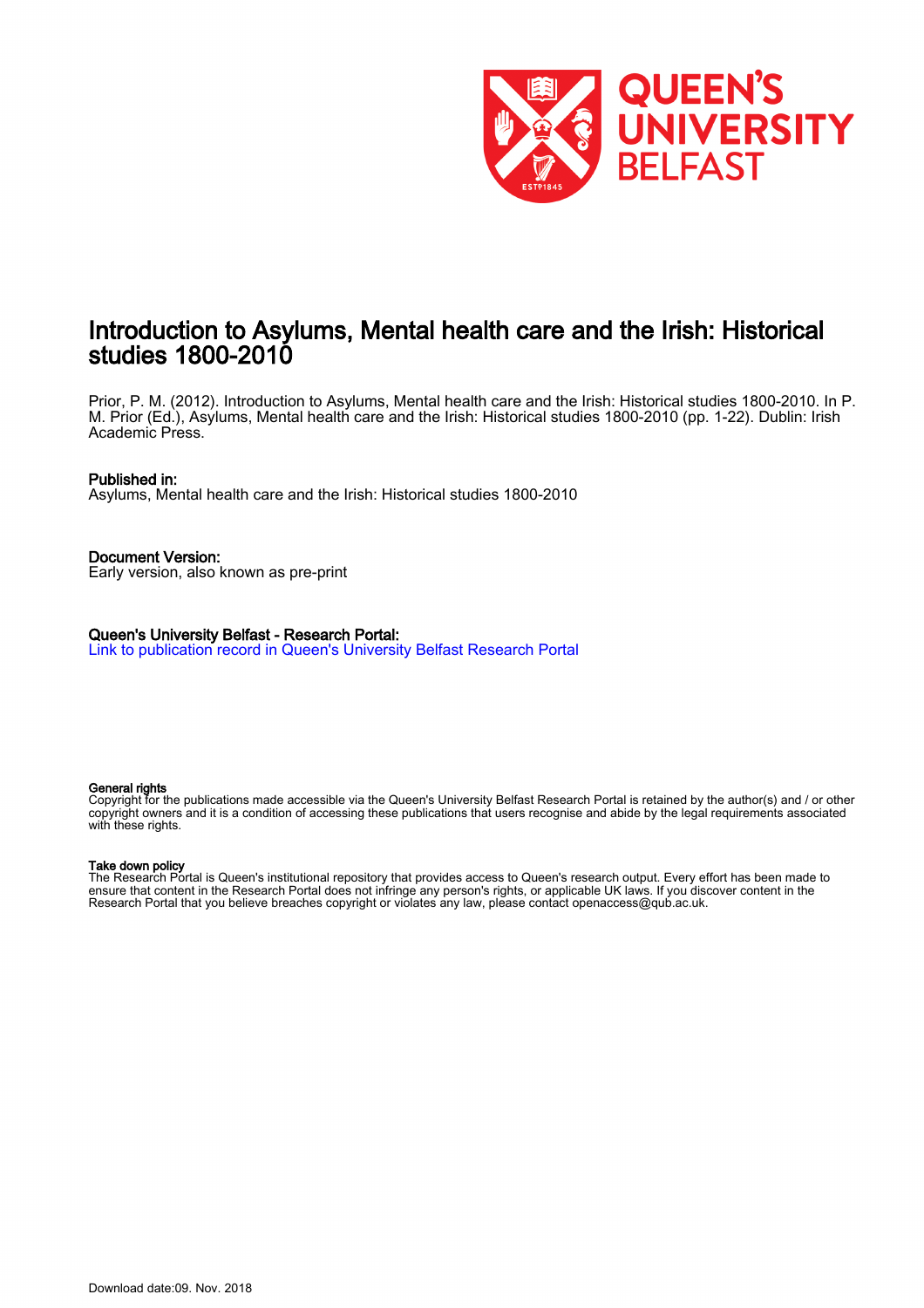# Introduction to Asylums, Mental health care and the Irish: Historical studies 1800-2010

Prior, P. M. (2012). Introduction to Asylums, Mental health care and the Irish: Historical studies 1800-2010. In P. M. Prior (Ed.), Asylums, Mental health care and the Irish: Historical studies 1800-2010 (pp. 1-22). Dublin: Irish Academic Press.

**Published in:**
Asylums, Mental health care and the Irish: Historical studies 1800-2010

**Document Version:**
Early version, also known as pre-print

**Queen's University Belfast - Research Portal:**
Link to publication record in Queen's University Belfast Research Portal

**General rights**
Copyright for the publications made accessible via the Queen's University Belfast Research Portal is retained by the author(s) and / or other copyright owners and it is a condition of accessing these publications that users recognise and abide by the legal requirements associated with these rights.

**Take down policy**
The Research Portal is Queen's institutional repository that provides access to Queen's research output. Every effort has been made to ensure that content in the Research Portal does not infringe any person's rights, or applicable UK laws. If you discover content in the Research Portal that you believe breaches copyright or violates any law, please contact openaccess@qub.ac.uk.

Download date:09. Nov. 2018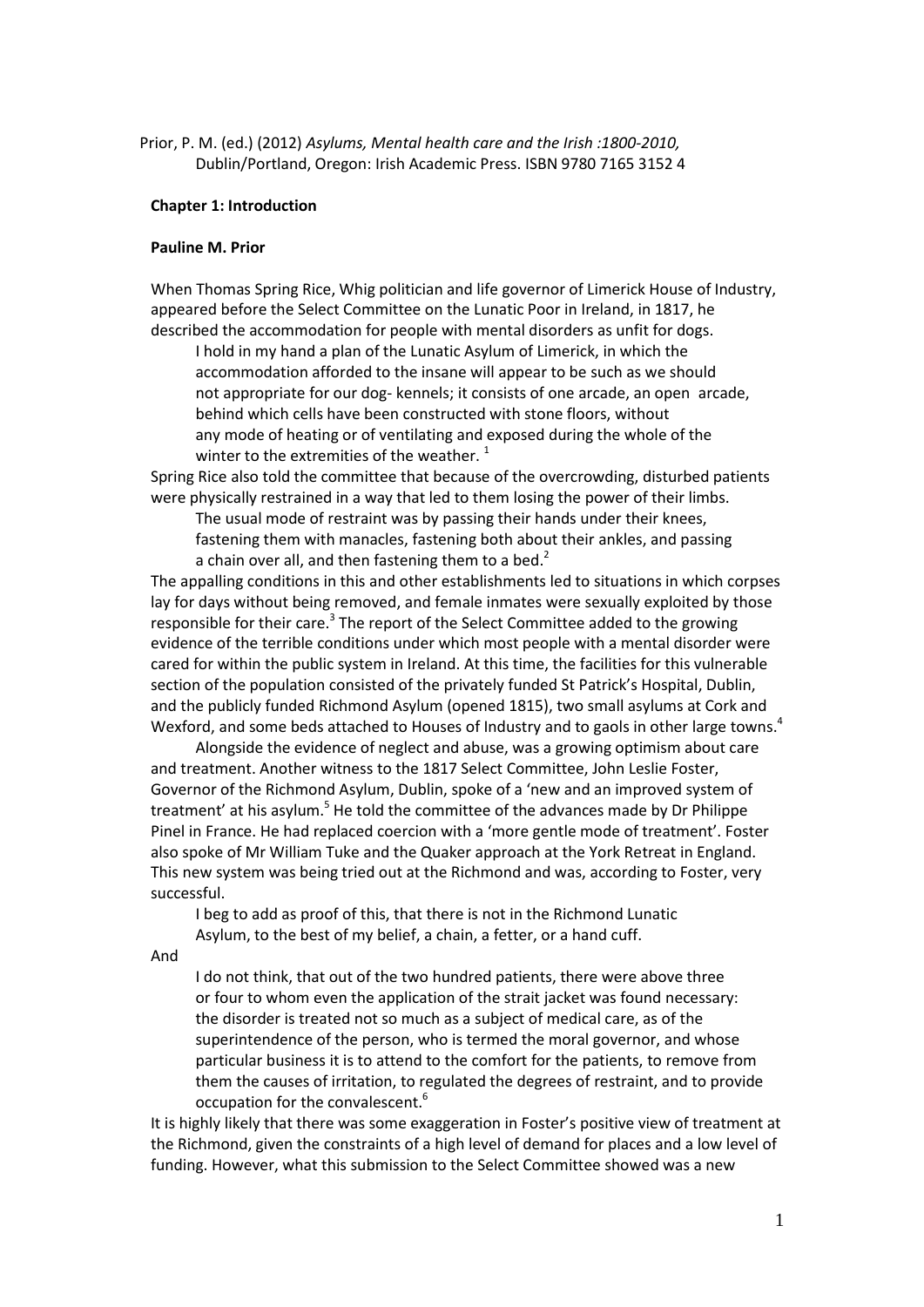Prior, P. M. (ed.) (2012) *Asylums, Mental health care and the Irish :1800-2010,* Dublin/Portland, Oregon: Irish Academic Press. ISBN 9780 7165 3152 4

## Chapter 1: Introduction

### Pauline M. Prior

When Thomas Spring Rice, Whig politician and life governor of Limerick House of Industry, appeared before the Select Committee on the Lunatic Poor in Ireland, in 1817, he described the accommodation for people with mental disorders as unfit for dogs.

> I hold in my hand a plan of the Lunatic Asylum of Limerick, in which the accommodation afforded to the insane will appear to be such as we should not appropriate for our dog- kennels; it consists of one arcade, an open arcade, behind which cells have been constructed with stone floors, without any mode of heating or of ventilating and exposed during the whole of the winter to the extremities of the weather. [1]

Spring Rice also told the committee that because of the overcrowding, disturbed patients were physically restrained in a way that led to them losing the power of their limbs.

> The usual mode of restraint was by passing their hands under their knees, fastening them with manacles, fastening both about their ankles, and passing a chain over all, and then fastening them to a bed.[2]

The appalling conditions in this and other establishments led to situations in which corpses lay for days without being removed, and female inmates were sexually exploited by those responsible for their care.[3] The report of the Select Committee added to the growing evidence of the terrible conditions under which most people with a mental disorder were cared for within the public system in Ireland. At this time, the facilities for this vulnerable section of the population consisted of the privately funded St Patrick's Hospital, Dublin, and the publicly funded Richmond Asylum (opened 1815), two small asylums at Cork and Wexford, and some beds attached to Houses of Industry and to gaols in other large towns.[4]

Alongside the evidence of neglect and abuse, was a growing optimism about care and treatment. Another witness to the 1817 Select Committee, John Leslie Foster, Governor of the Richmond Asylum, Dublin, spoke of a 'new and an improved system of treatment' at his asylum.[5] He told the committee of the advances made by Dr Philippe Pinel in France. He had replaced coercion with a 'more gentle mode of treatment'. Foster also spoke of Mr William Tuke and the Quaker approach at the York Retreat in England. This new system was being tried out at the Richmond and was, according to Foster, very successful.

> I beg to add as proof of this, that there is not in the Richmond Lunatic Asylum, to the best of my belief, a chain, a fetter, or a hand cuff.

And

> I do not think, that out of the two hundred patients, there were above three or four to whom even the application of the strait jacket was found necessary: the disorder is treated not so much as a subject of medical care, as of the superintendence of the person, who is termed the moral governor, and whose particular business it is to attend to the comfort for the patients, to remove from them the causes of irritation, to regulated the degrees of restraint, and to provide occupation for the convalescent.[6]

It is highly likely that there was some exaggeration in Foster's positive view of treatment at the Richmond, given the constraints of a high level of demand for places and a low level of funding. However, what this submission to the Select Committee showed was a new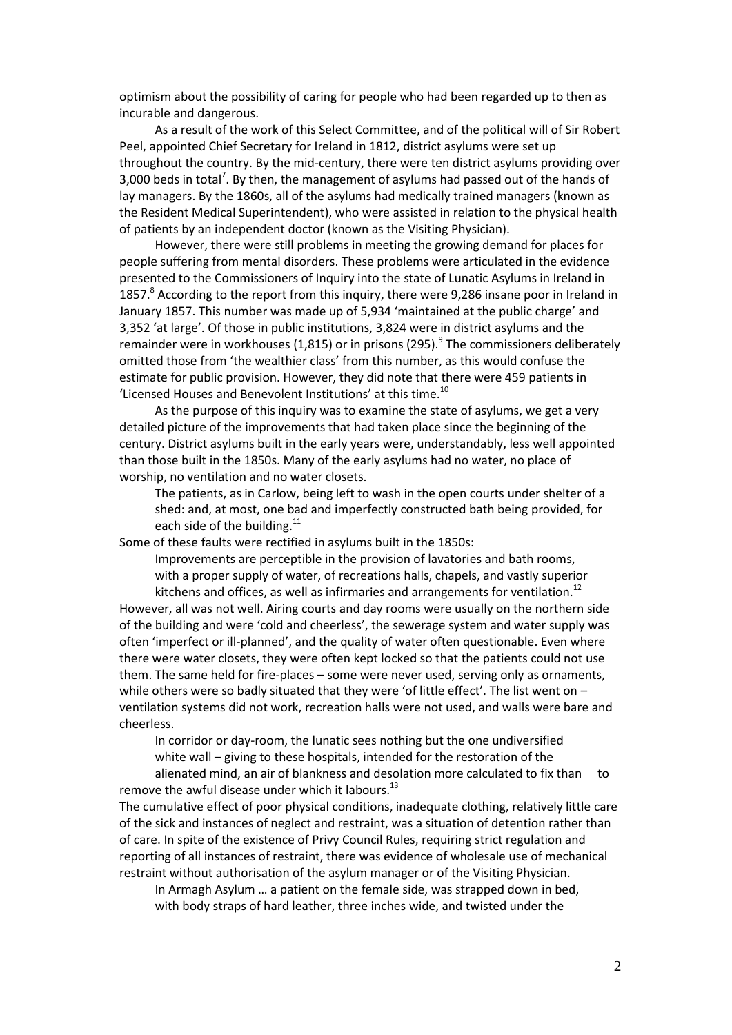optimism about the possibility of caring for people who had been regarded up to then as incurable and dangerous.

As a result of the work of this Select Committee, and of the political will of Sir Robert Peel, appointed Chief Secretary for Ireland in 1812, district asylums were set up throughout the country. By the mid-century, there were ten district asylums providing over 3,000 beds in total[7]. By then, the management of asylums had passed out of the hands of lay managers. By the 1860s, all of the asylums had medically trained managers (known as the Resident Medical Superintendent), who were assisted in relation to the physical health of patients by an independent doctor (known as the Visiting Physician).

However, there were still problems in meeting the growing demand for places for people suffering from mental disorders. These problems were articulated in the evidence presented to the Commissioners of Inquiry into the state of Lunatic Asylums in Ireland in 1857.[8] According to the report from this inquiry, there were 9,286 insane poor in Ireland in January 1857. This number was made up of 5,934 'maintained at the public charge' and 3,352 'at large'. Of those in public institutions, 3,824 were in district asylums and the remainder were in workhouses (1,815) or in prisons (295).[9] The commissioners deliberately omitted those from 'the wealthier class' from this number, as this would confuse the estimate for public provision. However, they did note that there were 459 patients in 'Licensed Houses and Benevolent Institutions' at this time.[10]

As the purpose of this inquiry was to examine the state of asylums, we get a very detailed picture of the improvements that had taken place since the beginning of the century. District asylums built in the early years were, understandably, less well appointed than those built in the 1850s. Many of the early asylums had no water, no place of worship, no ventilation and no water closets.

> The patients, as in Carlow, being left to wash in the open courts under shelter of a shed: and, at most, one bad and imperfectly constructed bath being provided, for each side of the building.[11]

Some of these faults were rectified in asylums built in the 1850s:

> Improvements are perceptible in the provision of lavatories and bath rooms, with a proper supply of water, of recreations halls, chapels, and vastly superior kitchens and offices, as well as infirmaries and arrangements for ventilation.[12]

However, all was not well. Airing courts and day rooms were usually on the northern side of the building and were 'cold and cheerless', the sewerage system and water supply was often 'imperfect or ill-planned', and the quality of water often questionable. Even where there were water closets, they were often kept locked so that the patients could not use them. The same held for fire-places – some were never used, serving only as ornaments, while others were so badly situated that they were 'of little effect'. The list went on – ventilation systems did not work, recreation halls were not used, and walls were bare and cheerless.

> In corridor or day-room, the lunatic sees nothing but the one undiversified white wall – giving to these hospitals, intended for the restoration of the alienated mind, an air of blankness and desolation more calculated to fix than to remove the awful disease under which it labours.[13]

The cumulative effect of poor physical conditions, inadequate clothing, relatively little care of the sick and instances of neglect and restraint, was a situation of detention rather than of care. In spite of the existence of Privy Council Rules, requiring strict regulation and reporting of all instances of restraint, there was evidence of wholesale use of mechanical restraint without authorisation of the asylum manager or of the Visiting Physician.

> In Armagh Asylum … a patient on the female side, was strapped down in bed, with body straps of hard leather, three inches wide, and twisted under the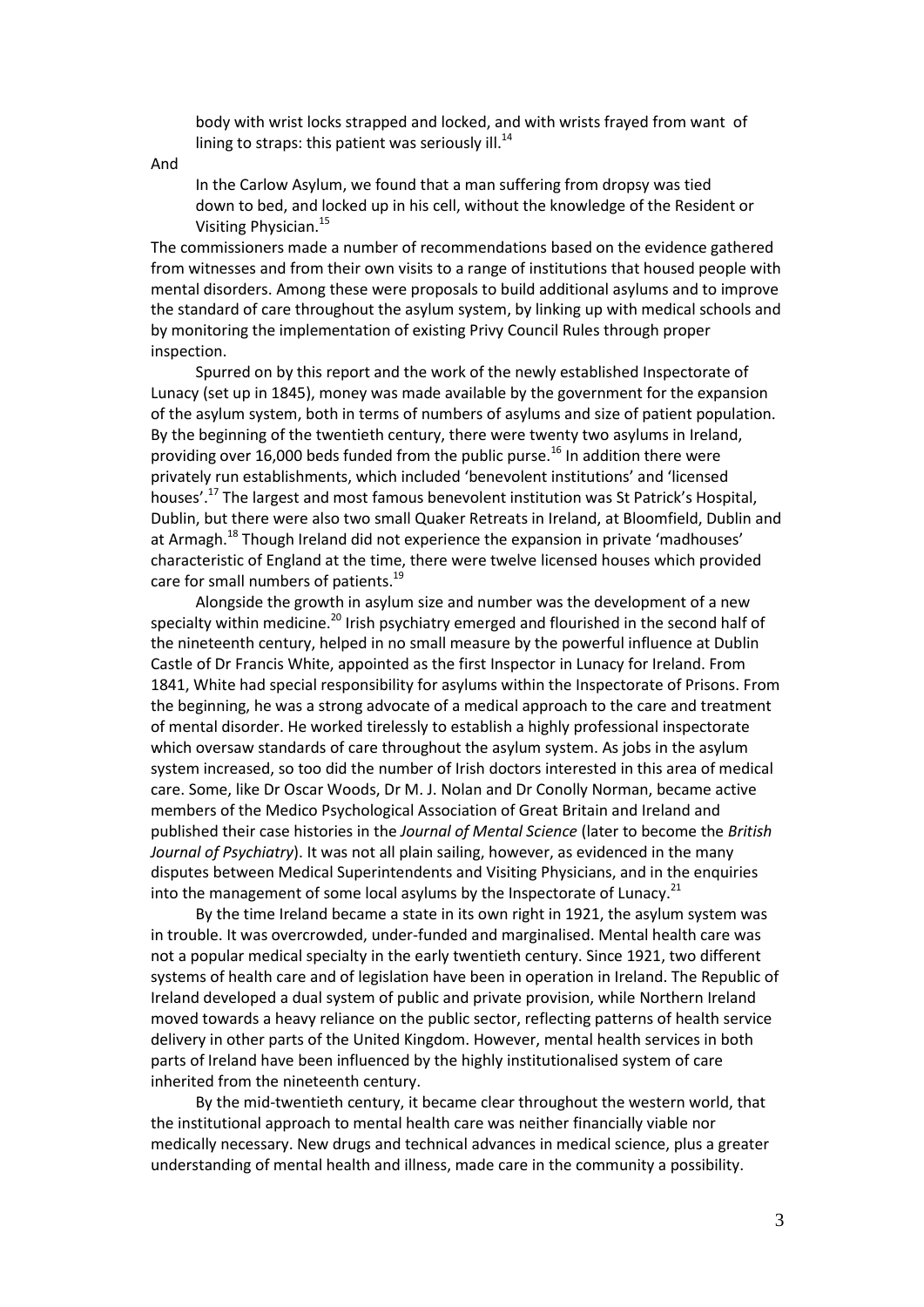> body with wrist locks strapped and locked, and with wrists frayed from want of lining to straps: this patient was seriously ill.[14]

And

> In the Carlow Asylum, we found that a man suffering from dropsy was tied down to bed, and locked up in his cell, without the knowledge of the Resident or Visiting Physician.[15]

The commissioners made a number of recommendations based on the evidence gathered from witnesses and from their own visits to a range of institutions that housed people with mental disorders. Among these were proposals to build additional asylums and to improve the standard of care throughout the asylum system, by linking up with medical schools and by monitoring the implementation of existing Privy Council Rules through proper inspection.

Spurred on by this report and the work of the newly established Inspectorate of Lunacy (set up in 1845), money was made available by the government for the expansion of the asylum system, both in terms of numbers of asylums and size of patient population. By the beginning of the twentieth century, there were twenty two asylums in Ireland, providing over 16,000 beds funded from the public purse.[16] In addition there were privately run establishments, which included 'benevolent institutions' and 'licensed houses'.[17] The largest and most famous benevolent institution was St Patrick's Hospital, Dublin, but there were also two small Quaker Retreats in Ireland, at Bloomfield, Dublin and at Armagh.[18] Though Ireland did not experience the expansion in private 'madhouses' characteristic of England at the time, there were twelve licensed houses which provided care for small numbers of patients.[19]

Alongside the growth in asylum size and number was the development of a new specialty within medicine.[20] Irish psychiatry emerged and flourished in the second half of the nineteenth century, helped in no small measure by the powerful influence at Dublin Castle of Dr Francis White, appointed as the first Inspector in Lunacy for Ireland. From 1841, White had special responsibility for asylums within the Inspectorate of Prisons. From the beginning, he was a strong advocate of a medical approach to the care and treatment of mental disorder. He worked tirelessly to establish a highly professional inspectorate which oversaw standards of care throughout the asylum system. As jobs in the asylum system increased, so too did the number of Irish doctors interested in this area of medical care. Some, like Dr Oscar Woods, Dr M. J. Nolan and Dr Conolly Norman, became active members of the Medico Psychological Association of Great Britain and Ireland and published their case histories in the *Journal of Mental Science* (later to become the *British Journal of Psychiatry*). It was not all plain sailing, however, as evidenced in the many disputes between Medical Superintendents and Visiting Physicians, and in the enquiries into the management of some local asylums by the Inspectorate of Lunacy.[21]

By the time Ireland became a state in its own right in 1921, the asylum system was in trouble. It was overcrowded, under-funded and marginalised. Mental health care was not a popular medical specialty in the early twentieth century. Since 1921, two different systems of health care and of legislation have been in operation in Ireland. The Republic of Ireland developed a dual system of public and private provision, while Northern Ireland moved towards a heavy reliance on the public sector, reflecting patterns of health service delivery in other parts of the United Kingdom. However, mental health services in both parts of Ireland have been influenced by the highly institutionalised system of care inherited from the nineteenth century.

By the mid-twentieth century, it became clear throughout the western world, that the institutional approach to mental health care was neither financially viable nor medically necessary. New drugs and technical advances in medical science, plus a greater understanding of mental health and illness, made care in the community a possibility.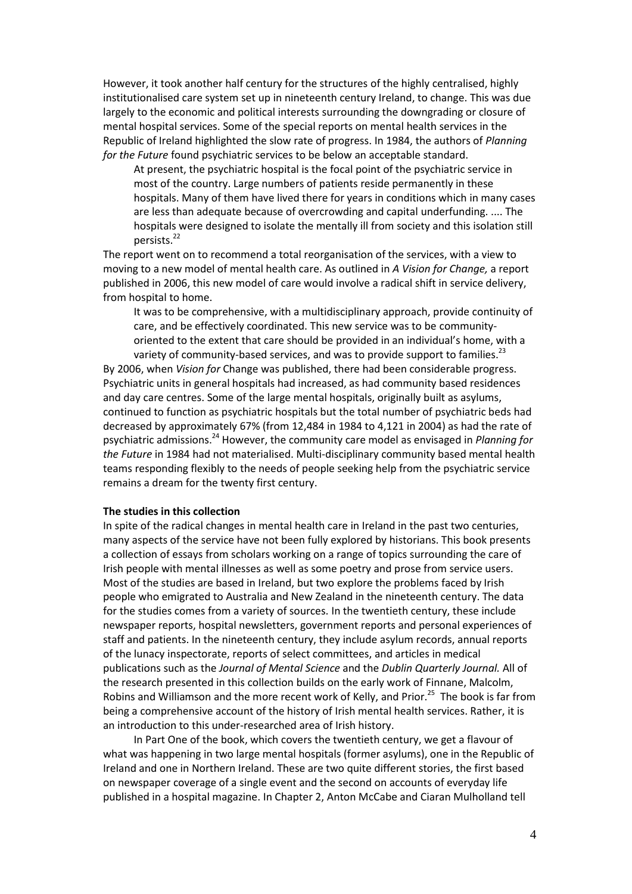However, it took another half century for the structures of the highly centralised, highly institutionalised care system set up in nineteenth century Ireland, to change. This was due largely to the economic and political interests surrounding the downgrading or closure of mental hospital services. Some of the special reports on mental health services in the Republic of Ireland highlighted the slow rate of progress. In 1984, the authors of *Planning for the Future* found psychiatric services to be below an acceptable standard.

> At present, the psychiatric hospital is the focal point of the psychiatric service in most of the country. Large numbers of patients reside permanently in these hospitals. Many of them have lived there for years in conditions which in many cases are less than adequate because of overcrowding and capital underfunding. .... The hospitals were designed to isolate the mentally ill from society and this isolation still persists.[22]

The report went on to recommend a total reorganisation of the services, with a view to moving to a new model of mental health care. As outlined in *A Vision for Change,* a report published in 2006, this new model of care would involve a radical shift in service delivery, from hospital to home.

> It was to be comprehensive, with a multidisciplinary approach, provide continuity of care, and be effectively coordinated. This new service was to be community-oriented to the extent that care should be provided in an individual's home, with a variety of community-based services, and was to provide support to families.[23]

By 2006, when *Vision for* Change was published, there had been considerable progress. Psychiatric units in general hospitals had increased, as had community based residences and day care centres. Some of the large mental hospitals, originally built as asylums, continued to function as psychiatric hospitals but the total number of psychiatric beds had decreased by approximately 67% (from 12,484 in 1984 to 4,121 in 2004) as had the rate of psychiatric admissions.[24] However, the community care model as envisaged in *Planning for the Future* in 1984 had not materialised. Multi-disciplinary community based mental health teams responding flexibly to the needs of people seeking help from the psychiatric service remains a dream for the twenty first century.

**The studies in this collection**

In spite of the radical changes in mental health care in Ireland in the past two centuries, many aspects of the service have not been fully explored by historians. This book presents a collection of essays from scholars working on a range of topics surrounding the care of Irish people with mental illnesses as well as some poetry and prose from service users. Most of the studies are based in Ireland, but two explore the problems faced by Irish people who emigrated to Australia and New Zealand in the nineteenth century. The data for the studies comes from a variety of sources. In the twentieth century, these include newspaper reports, hospital newsletters, government reports and personal experiences of staff and patients. In the nineteenth century, they include asylum records, annual reports of the lunacy inspectorate, reports of select committees, and articles in medical publications such as the *Journal of Mental Science* and the *Dublin Quarterly Journal.* All of the research presented in this collection builds on the early work of Finnane, Malcolm, Robins and Williamson and the more recent work of Kelly, and Prior.[25] The book is far from being a comprehensive account of the history of Irish mental health services. Rather, it is an introduction to this under-researched area of Irish history.

In Part One of the book, which covers the twentieth century, we get a flavour of what was happening in two large mental hospitals (former asylums), one in the Republic of Ireland and one in Northern Ireland. These are two quite different stories, the first based on newspaper coverage of a single event and the second on accounts of everyday life published in a hospital magazine. In Chapter 2, Anton McCabe and Ciaran Mulholland tell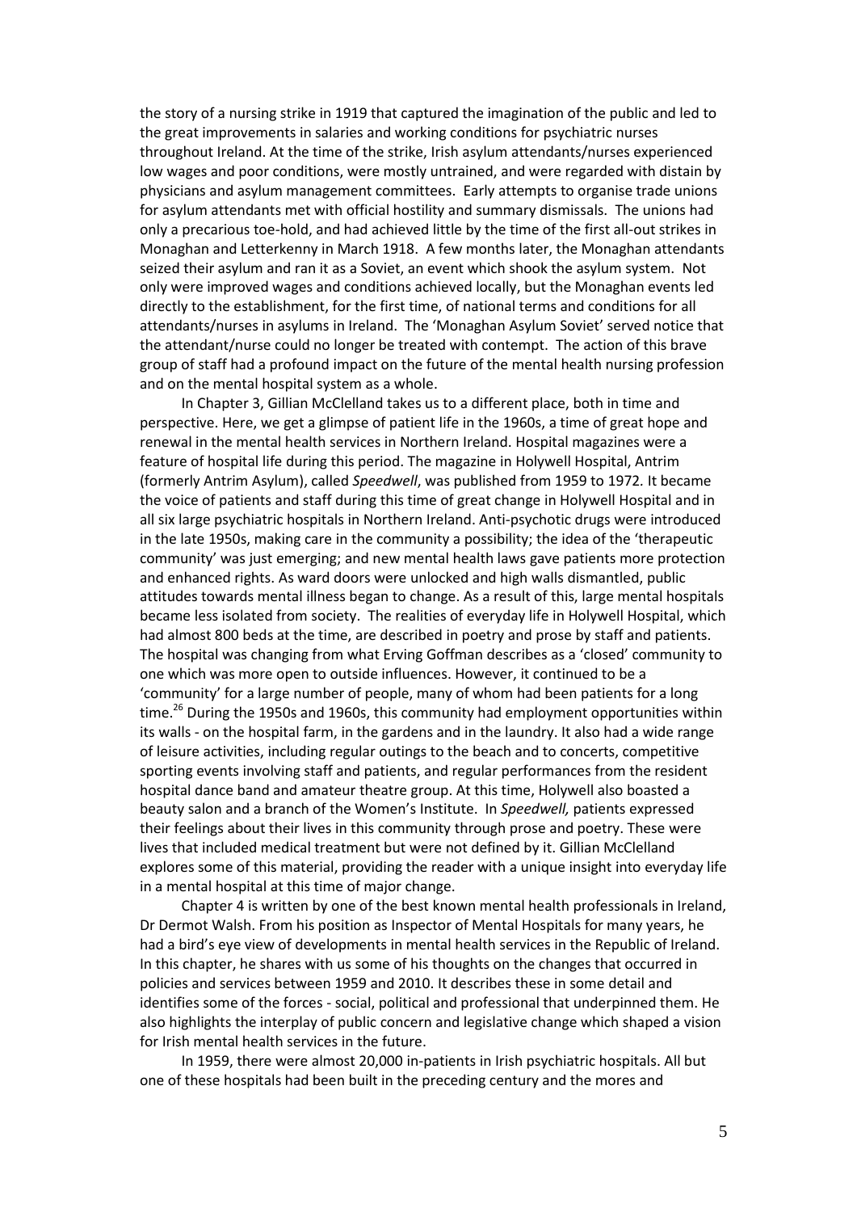the story of a nursing strike in 1919 that captured the imagination of the public and led to the great improvements in salaries and working conditions for psychiatric nurses throughout Ireland. At the time of the strike, Irish asylum attendants/nurses experienced low wages and poor conditions, were mostly untrained, and were regarded with distain by physicians and asylum management committees. Early attempts to organise trade unions for asylum attendants met with official hostility and summary dismissals. The unions had only a precarious toe-hold, and had achieved little by the time of the first all-out strikes in Monaghan and Letterkenny in March 1918. A few months later, the Monaghan attendants seized their asylum and ran it as a Soviet, an event which shook the asylum system. Not only were improved wages and conditions achieved locally, but the Monaghan events led directly to the establishment, for the first time, of national terms and conditions for all attendants/nurses in asylums in Ireland. The 'Monaghan Asylum Soviet' served notice that the attendant/nurse could no longer be treated with contempt. The action of this brave group of staff had a profound impact on the future of the mental health nursing profession and on the mental hospital system as a whole.

In Chapter 3, Gillian McClelland takes us to a different place, both in time and perspective. Here, we get a glimpse of patient life in the 1960s, a time of great hope and renewal in the mental health services in Northern Ireland. Hospital magazines were a feature of hospital life during this period. The magazine in Holywell Hospital, Antrim (formerly Antrim Asylum), called *Speedwell*, was published from 1959 to 1972. It became the voice of patients and staff during this time of great change in Holywell Hospital and in all six large psychiatric hospitals in Northern Ireland. Anti-psychotic drugs were introduced in the late 1950s, making care in the community a possibility; the idea of the 'therapeutic community' was just emerging; and new mental health laws gave patients more protection and enhanced rights. As ward doors were unlocked and high walls dismantled, public attitudes towards mental illness began to change. As a result of this, large mental hospitals became less isolated from society. The realities of everyday life in Holywell Hospital, which had almost 800 beds at the time, are described in poetry and prose by staff and patients. The hospital was changing from what Erving Goffman describes as a 'closed' community to one which was more open to outside influences. However, it continued to be a 'community' for a large number of people, many of whom had been patients for a long time.[26] During the 1950s and 1960s, this community had employment opportunities within its walls - on the hospital farm, in the gardens and in the laundry. It also had a wide range of leisure activities, including regular outings to the beach and to concerts, competitive sporting events involving staff and patients, and regular performances from the resident hospital dance band and amateur theatre group. At this time, Holywell also boasted a beauty salon and a branch of the Women's Institute. In *Speedwell,* patients expressed their feelings about their lives in this community through prose and poetry. These were lives that included medical treatment but were not defined by it. Gillian McClelland explores some of this material, providing the reader with a unique insight into everyday life in a mental hospital at this time of major change.

Chapter 4 is written by one of the best known mental health professionals in Ireland, Dr Dermot Walsh. From his position as Inspector of Mental Hospitals for many years, he had a bird's eye view of developments in mental health services in the Republic of Ireland. In this chapter, he shares with us some of his thoughts on the changes that occurred in policies and services between 1959 and 2010. It describes these in some detail and identifies some of the forces - social, political and professional that underpinned them. He also highlights the interplay of public concern and legislative change which shaped a vision for Irish mental health services in the future.

In 1959, there were almost 20,000 in-patients in Irish psychiatric hospitals. All but one of these hospitals had been built in the preceding century and the mores and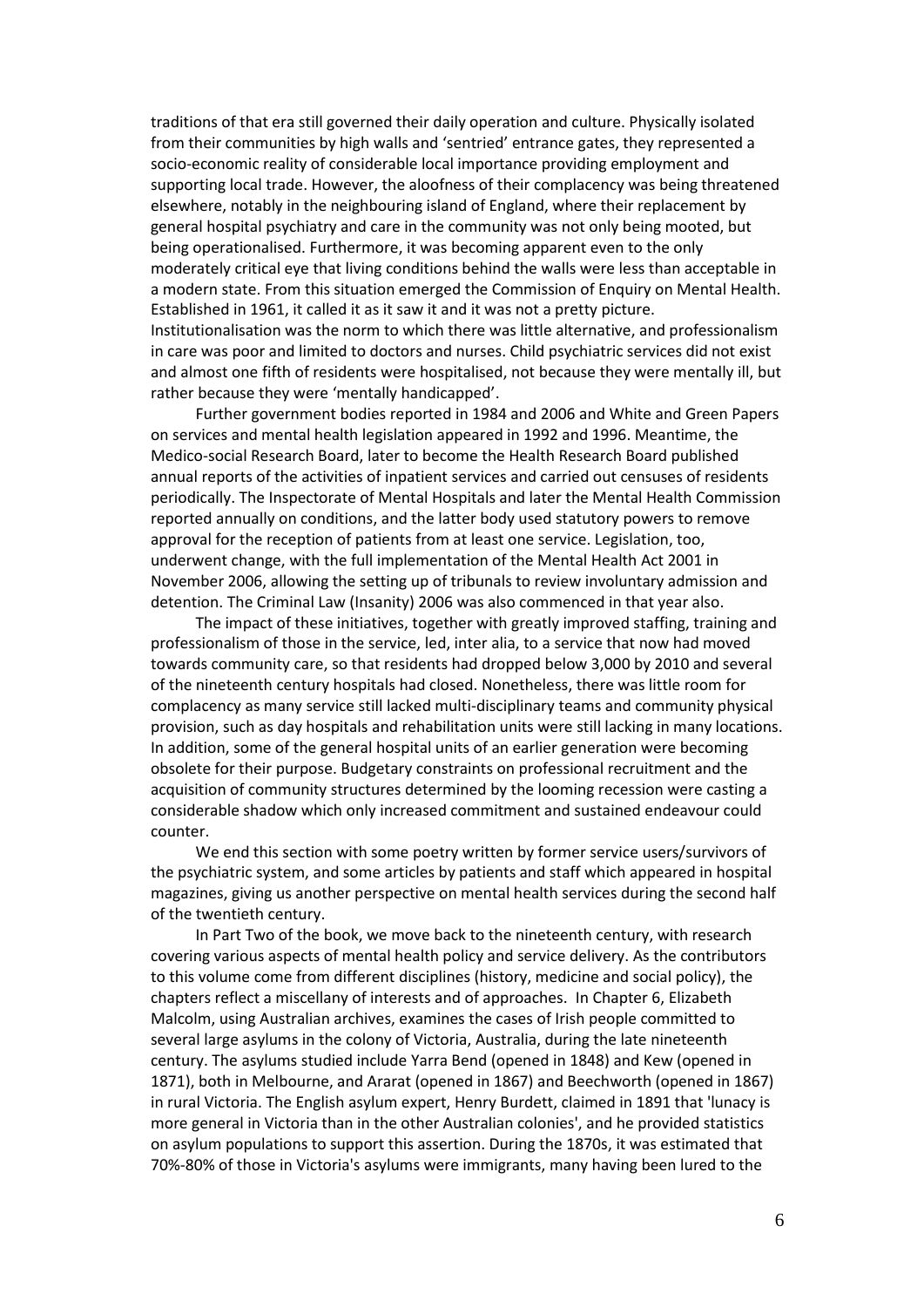traditions of that era still governed their daily operation and culture. Physically isolated from their communities by high walls and 'sentried' entrance gates, they represented a socio-economic reality of considerable local importance providing employment and supporting local trade. However, the aloofness of their complacency was being threatened elsewhere, notably in the neighbouring island of England, where their replacement by general hospital psychiatry and care in the community was not only being mooted, but being operationalised. Furthermore, it was becoming apparent even to the only moderately critical eye that living conditions behind the walls were less than acceptable in a modern state. From this situation emerged the Commission of Enquiry on Mental Health. Established in 1961, it called it as it saw it and it was not a pretty picture. Institutionalisation was the norm to which there was little alternative, and professionalism in care was poor and limited to doctors and nurses. Child psychiatric services did not exist and almost one fifth of residents were hospitalised, not because they were mentally ill, but rather because they were 'mentally handicapped'.

Further government bodies reported in 1984 and 2006 and White and Green Papers on services and mental health legislation appeared in 1992 and 1996. Meantime, the Medico-social Research Board, later to become the Health Research Board published annual reports of the activities of inpatient services and carried out censuses of residents periodically. The Inspectorate of Mental Hospitals and later the Mental Health Commission reported annually on conditions, and the latter body used statutory powers to remove approval for the reception of patients from at least one service. Legislation, too, underwent change, with the full implementation of the Mental Health Act 2001 in November 2006, allowing the setting up of tribunals to review involuntary admission and detention. The Criminal Law (Insanity) 2006 was also commenced in that year also.

The impact of these initiatives, together with greatly improved staffing, training and professionalism of those in the service, led, inter alia, to a service that now had moved towards community care, so that residents had dropped below 3,000 by 2010 and several of the nineteenth century hospitals had closed. Nonetheless, there was little room for complacency as many service still lacked multi-disciplinary teams and community physical provision, such as day hospitals and rehabilitation units were still lacking in many locations. In addition, some of the general hospital units of an earlier generation were becoming obsolete for their purpose. Budgetary constraints on professional recruitment and the acquisition of community structures determined by the looming recession were casting a considerable shadow which only increased commitment and sustained endeavour could counter.

We end this section with some poetry written by former service users/survivors of the psychiatric system, and some articles by patients and staff which appeared in hospital magazines, giving us another perspective on mental health services during the second half of the twentieth century.

In Part Two of the book, we move back to the nineteenth century, with research covering various aspects of mental health policy and service delivery. As the contributors to this volume come from different disciplines (history, medicine and social policy), the chapters reflect a miscellany of interests and of approaches. In Chapter 6, Elizabeth Malcolm, using Australian archives, examines the cases of Irish people committed to several large asylums in the colony of Victoria, Australia, during the late nineteenth century. The asylums studied include Yarra Bend (opened in 1848) and Kew (opened in 1871), both in Melbourne, and Ararat (opened in 1867) and Beechworth (opened in 1867) in rural Victoria. The English asylum expert, Henry Burdett, claimed in 1891 that 'lunacy is more general in Victoria than in the other Australian colonies', and he provided statistics on asylum populations to support this assertion. During the 1870s, it was estimated that 70%-80% of those in Victoria's asylums were immigrants, many having been lured to the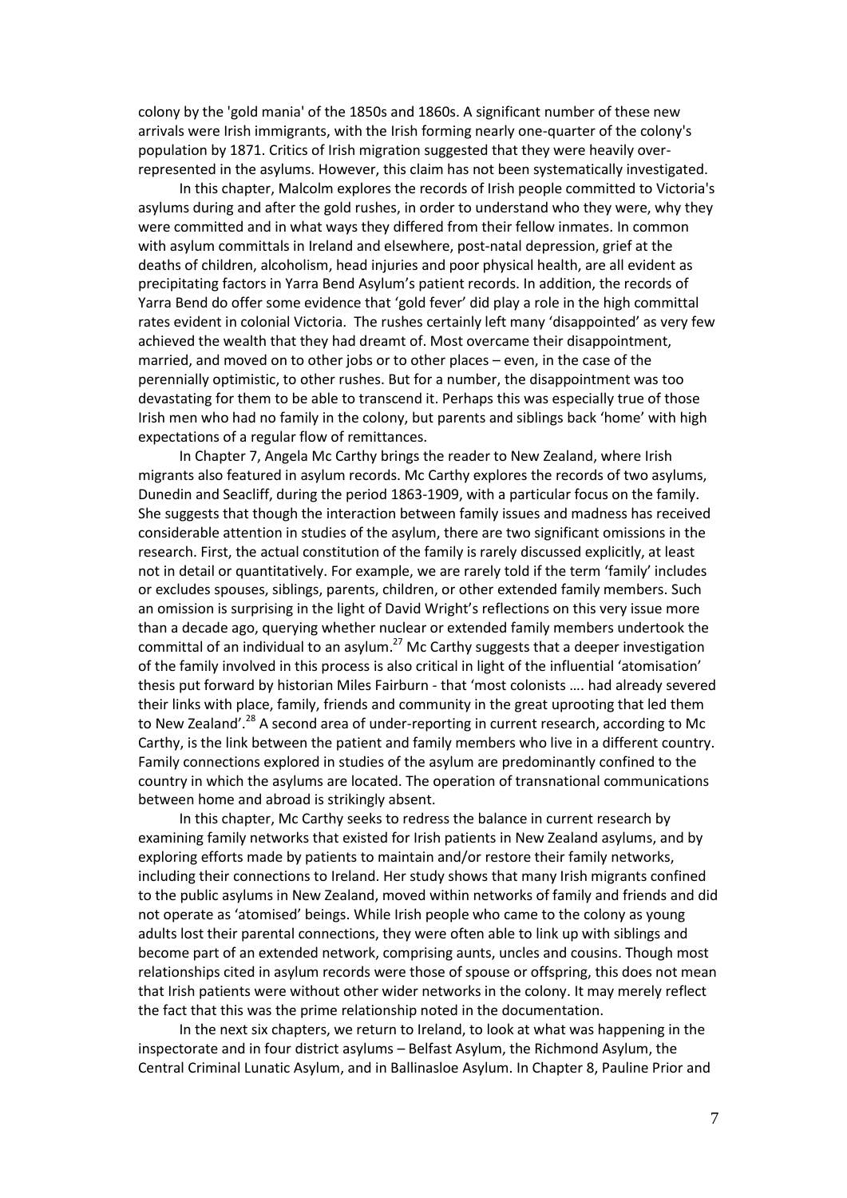colony by the 'gold mania' of the 1850s and 1860s. A significant number of these new arrivals were Irish immigrants, with the Irish forming nearly one-quarter of the colony's population by 1871. Critics of Irish migration suggested that they were heavily over-represented in the asylums. However, this claim has not been systematically investigated.

In this chapter, Malcolm explores the records of Irish people committed to Victoria's asylums during and after the gold rushes, in order to understand who they were, why they were committed and in what ways they differed from their fellow inmates. In common with asylum committals in Ireland and elsewhere, post-natal depression, grief at the deaths of children, alcoholism, head injuries and poor physical health, are all evident as precipitating factors in Yarra Bend Asylum's patient records. In addition, the records of Yarra Bend do offer some evidence that 'gold fever' did play a role in the high committal rates evident in colonial Victoria. The rushes certainly left many 'disappointed' as very few achieved the wealth that they had dreamt of. Most overcame their disappointment, married, and moved on to other jobs or to other places – even, in the case of the perennially optimistic, to other rushes. But for a number, the disappointment was too devastating for them to be able to transcend it. Perhaps this was especially true of those Irish men who had no family in the colony, but parents and siblings back 'home' with high expectations of a regular flow of remittances.

In Chapter 7, Angela Mc Carthy brings the reader to New Zealand, where Irish migrants also featured in asylum records. Mc Carthy explores the records of two asylums, Dunedin and Seacliff, during the period 1863-1909, with a particular focus on the family. She suggests that though the interaction between family issues and madness has received considerable attention in studies of the asylum, there are two significant omissions in the research. First, the actual constitution of the family is rarely discussed explicitly, at least not in detail or quantitatively. For example, we are rarely told if the term 'family' includes or excludes spouses, siblings, parents, children, or other extended family members. Such an omission is surprising in the light of David Wright's reflections on this very issue more than a decade ago, querying whether nuclear or extended family members undertook the committal of an individual to an asylum.[27] Mc Carthy suggests that a deeper investigation of the family involved in this process is also critical in light of the influential 'atomisation' thesis put forward by historian Miles Fairburn - that 'most colonists …. had already severed their links with place, family, friends and community in the great uprooting that led them to New Zealand'.[28] A second area of under-reporting in current research, according to Mc Carthy, is the link between the patient and family members who live in a different country. Family connections explored in studies of the asylum are predominantly confined to the country in which the asylums are located. The operation of transnational communications between home and abroad is strikingly absent.

In this chapter, Mc Carthy seeks to redress the balance in current research by examining family networks that existed for Irish patients in New Zealand asylums, and by exploring efforts made by patients to maintain and/or restore their family networks, including their connections to Ireland. Her study shows that many Irish migrants confined to the public asylums in New Zealand, moved within networks of family and friends and did not operate as 'atomised' beings. While Irish people who came to the colony as young adults lost their parental connections, they were often able to link up with siblings and become part of an extended network, comprising aunts, uncles and cousins. Though most relationships cited in asylum records were those of spouse or offspring, this does not mean that Irish patients were without other wider networks in the colony. It may merely reflect the fact that this was the prime relationship noted in the documentation.

In the next six chapters, we return to Ireland, to look at what was happening in the inspectorate and in four district asylums – Belfast Asylum, the Richmond Asylum, the Central Criminal Lunatic Asylum, and in Ballinasloe Asylum. In Chapter 8, Pauline Prior and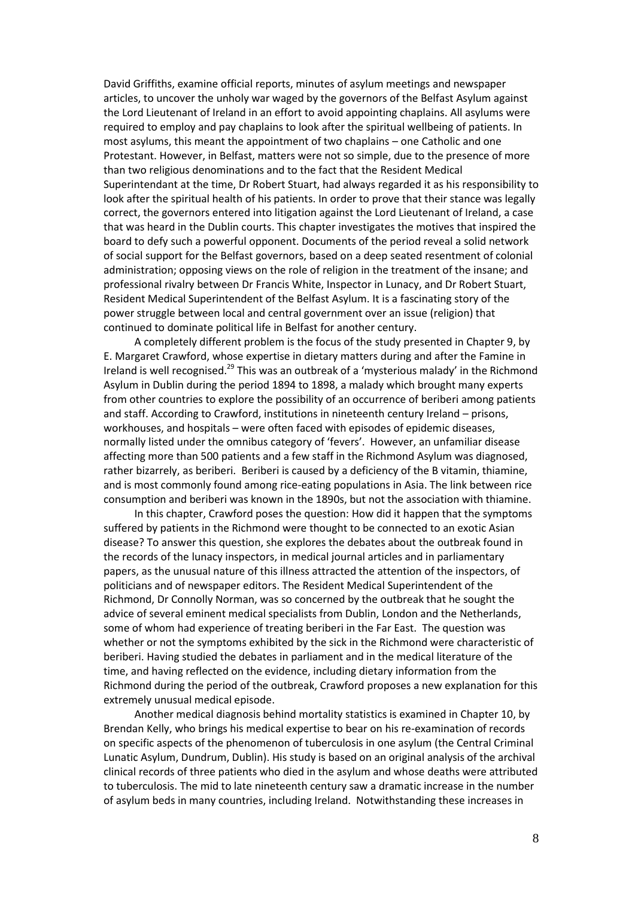David Griffiths, examine official reports, minutes of asylum meetings and newspaper articles, to uncover the unholy war waged by the governors of the Belfast Asylum against the Lord Lieutenant of Ireland in an effort to avoid appointing chaplains. All asylums were required to employ and pay chaplains to look after the spiritual wellbeing of patients. In most asylums, this meant the appointment of two chaplains – one Catholic and one Protestant. However, in Belfast, matters were not so simple, due to the presence of more than two religious denominations and to the fact that the Resident Medical Superintendant at the time, Dr Robert Stuart, had always regarded it as his responsibility to look after the spiritual health of his patients. In order to prove that their stance was legally correct, the governors entered into litigation against the Lord Lieutenant of Ireland, a case that was heard in the Dublin courts. This chapter investigates the motives that inspired the board to defy such a powerful opponent. Documents of the period reveal a solid network of social support for the Belfast governors, based on a deep seated resentment of colonial administration; opposing views on the role of religion in the treatment of the insane; and professional rivalry between Dr Francis White, Inspector in Lunacy, and Dr Robert Stuart, Resident Medical Superintendent of the Belfast Asylum. It is a fascinating story of the power struggle between local and central government over an issue (religion) that continued to dominate political life in Belfast for another century.

A completely different problem is the focus of the study presented in Chapter 9, by E. Margaret Crawford, whose expertise in dietary matters during and after the Famine in Ireland is well recognised.[29] This was an outbreak of a 'mysterious malady' in the Richmond Asylum in Dublin during the period 1894 to 1898, a malady which brought many experts from other countries to explore the possibility of an occurrence of beriberi among patients and staff. According to Crawford, institutions in nineteenth century Ireland – prisons, workhouses, and hospitals – were often faced with episodes of epidemic diseases, normally listed under the omnibus category of 'fevers'. However, an unfamiliar disease affecting more than 500 patients and a few staff in the Richmond Asylum was diagnosed, rather bizarrely, as beriberi. Beriberi is caused by a deficiency of the B vitamin, thiamine, and is most commonly found among rice-eating populations in Asia. The link between rice consumption and beriberi was known in the 1890s, but not the association with thiamine.

In this chapter, Crawford poses the question: How did it happen that the symptoms suffered by patients in the Richmond were thought to be connected to an exotic Asian disease? To answer this question, she explores the debates about the outbreak found in the records of the lunacy inspectors, in medical journal articles and in parliamentary papers, as the unusual nature of this illness attracted the attention of the inspectors, of politicians and of newspaper editors. The Resident Medical Superintendent of the Richmond, Dr Connolly Norman, was so concerned by the outbreak that he sought the advice of several eminent medical specialists from Dublin, London and the Netherlands, some of whom had experience of treating beriberi in the Far East. The question was whether or not the symptoms exhibited by the sick in the Richmond were characteristic of beriberi. Having studied the debates in parliament and in the medical literature of the time, and having reflected on the evidence, including dietary information from the Richmond during the period of the outbreak, Crawford proposes a new explanation for this extremely unusual medical episode.

Another medical diagnosis behind mortality statistics is examined in Chapter 10, by Brendan Kelly, who brings his medical expertise to bear on his re-examination of records on specific aspects of the phenomenon of tuberculosis in one asylum (the Central Criminal Lunatic Asylum, Dundrum, Dublin). His study is based on an original analysis of the archival clinical records of three patients who died in the asylum and whose deaths were attributed to tuberculosis. The mid to late nineteenth century saw a dramatic increase in the number of asylum beds in many countries, including Ireland. Notwithstanding these increases in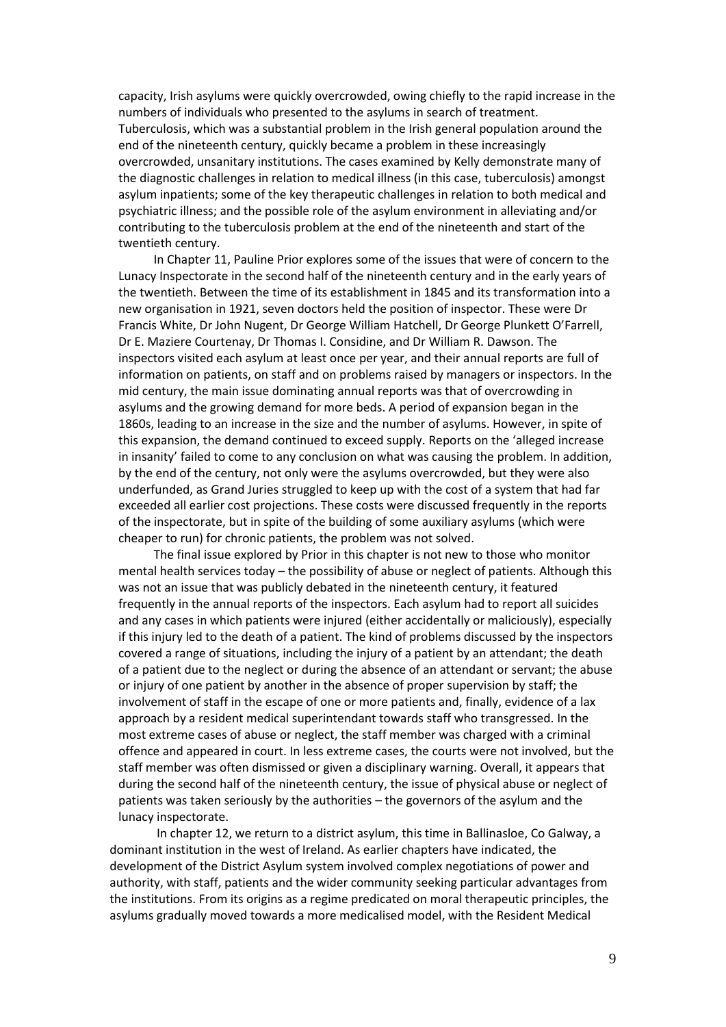capacity, Irish asylums were quickly overcrowded, owing chiefly to the rapid increase in the numbers of individuals who presented to the asylums in search of treatment. Tuberculosis, which was a substantial problem in the Irish general population around the end of the nineteenth century, quickly became a problem in these increasingly overcrowded, unsanitary institutions. The cases examined by Kelly demonstrate many of the diagnostic challenges in relation to medical illness (in this case, tuberculosis) amongst asylum inpatients; some of the key therapeutic challenges in relation to both medical and psychiatric illness; and the possible role of the asylum environment in alleviating and/or contributing to the tuberculosis problem at the end of the nineteenth and start of the twentieth century.

In Chapter 11, Pauline Prior explores some of the issues that were of concern to the Lunacy Inspectorate in the second half of the nineteenth century and in the early years of the twentieth. Between the time of its establishment in 1845 and its transformation into a new organisation in 1921, seven doctors held the position of inspector. These were Dr Francis White, Dr John Nugent, Dr George William Hatchell, Dr George Plunkett O'Farrell, Dr E. Maziere Courtenay, Dr Thomas I. Considine, and Dr William R. Dawson. The inspectors visited each asylum at least once per year, and their annual reports are full of information on patients, on staff and on problems raised by managers or inspectors. In the mid century, the main issue dominating annual reports was that of overcrowding in asylums and the growing demand for more beds. A period of expansion began in the 1860s, leading to an increase in the size and the number of asylums. However, in spite of this expansion, the demand continued to exceed supply. Reports on the 'alleged increase in insanity' failed to come to any conclusion on what was causing the problem. In addition, by the end of the century, not only were the asylums overcrowded, but they were also underfunded, as Grand Juries struggled to keep up with the cost of a system that had far exceeded all earlier cost projections. These costs were discussed frequently in the reports of the inspectorate, but in spite of the building of some auxiliary asylums (which were cheaper to run) for chronic patients, the problem was not solved.

The final issue explored by Prior in this chapter is not new to those who monitor mental health services today – the possibility of abuse or neglect of patients. Although this was not an issue that was publicly debated in the nineteenth century, it featured frequently in the annual reports of the inspectors. Each asylum had to report all suicides and any cases in which patients were injured (either accidentally or maliciously), especially if this injury led to the death of a patient. The kind of problems discussed by the inspectors covered a range of situations, including the injury of a patient by an attendant; the death of a patient due to the neglect or during the absence of an attendant or servant; the abuse or injury of one patient by another in the absence of proper supervision by staff; the involvement of staff in the escape of one or more patients and, finally, evidence of a lax approach by a resident medical superintendant towards staff who transgressed. In the most extreme cases of abuse or neglect, the staff member was charged with a criminal offence and appeared in court. In less extreme cases, the courts were not involved, but the staff member was often dismissed or given a disciplinary warning. Overall, it appears that during the second half of the nineteenth century, the issue of physical abuse or neglect of patients was taken seriously by the authorities – the governors of the asylum and the lunacy inspectorate.

In chapter 12, we return to a district asylum, this time in Ballinasloe, Co Galway, a dominant institution in the west of Ireland. As earlier chapters have indicated, the development of the District Asylum system involved complex negotiations of power and authority, with staff, patients and the wider community seeking particular advantages from the institutions. From its origins as a regime predicated on moral therapeutic principles, the asylums gradually moved towards a more medicalised model, with the Resident Medical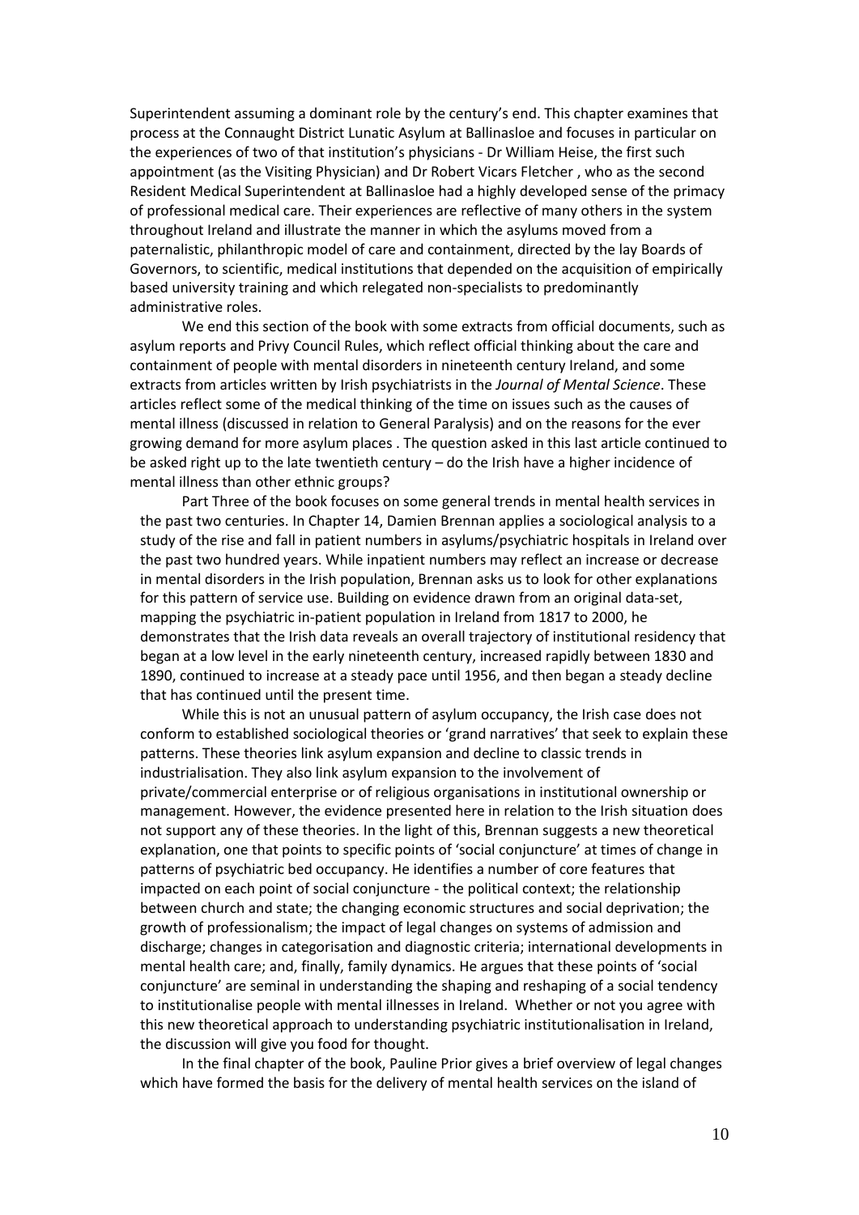Superintendent assuming a dominant role by the century's end. This chapter examines that process at the Connaught District Lunatic Asylum at Ballinasloe and focuses in particular on the experiences of two of that institution's physicians - Dr William Heise, the first such appointment (as the Visiting Physician) and Dr Robert Vicars Fletcher , who as the second Resident Medical Superintendent at Ballinasloe had a highly developed sense of the primacy of professional medical care. Their experiences are reflective of many others in the system throughout Ireland and illustrate the manner in which the asylums moved from a paternalistic, philanthropic model of care and containment, directed by the lay Boards of Governors, to scientific, medical institutions that depended on the acquisition of empirically based university training and which relegated non-specialists to predominantly administrative roles.

We end this section of the book with some extracts from official documents, such as asylum reports and Privy Council Rules, which reflect official thinking about the care and containment of people with mental disorders in nineteenth century Ireland, and some extracts from articles written by Irish psychiatrists in the *Journal of Mental Science*. These articles reflect some of the medical thinking of the time on issues such as the causes of mental illness (discussed in relation to General Paralysis) and on the reasons for the ever growing demand for more asylum places . The question asked in this last article continued to be asked right up to the late twentieth century – do the Irish have a higher incidence of mental illness than other ethnic groups?

Part Three of the book focuses on some general trends in mental health services in the past two centuries. In Chapter 14, Damien Brennan applies a sociological analysis to a study of the rise and fall in patient numbers in asylums/psychiatric hospitals in Ireland over the past two hundred years. While inpatient numbers may reflect an increase or decrease in mental disorders in the Irish population, Brennan asks us to look for other explanations for this pattern of service use. Building on evidence drawn from an original data-set, mapping the psychiatric in-patient population in Ireland from 1817 to 2000, he demonstrates that the Irish data reveals an overall trajectory of institutional residency that began at a low level in the early nineteenth century, increased rapidly between 1830 and 1890, continued to increase at a steady pace until 1956, and then began a steady decline that has continued until the present time.

While this is not an unusual pattern of asylum occupancy, the Irish case does not conform to established sociological theories or 'grand narratives' that seek to explain these patterns. These theories link asylum expansion and decline to classic trends in industrialisation. They also link asylum expansion to the involvement of private/commercial enterprise or of religious organisations in institutional ownership or management. However, the evidence presented here in relation to the Irish situation does not support any of these theories. In the light of this, Brennan suggests a new theoretical explanation, one that points to specific points of 'social conjuncture' at times of change in patterns of psychiatric bed occupancy. He identifies a number of core features that impacted on each point of social conjuncture - the political context; the relationship between church and state; the changing economic structures and social deprivation; the growth of professionalism; the impact of legal changes on systems of admission and discharge; changes in categorisation and diagnostic criteria; international developments in mental health care; and, finally, family dynamics. He argues that these points of 'social conjuncture' are seminal in understanding the shaping and reshaping of a social tendency to institutionalise people with mental illnesses in Ireland. Whether or not you agree with this new theoretical approach to understanding psychiatric institutionalisation in Ireland, the discussion will give you food for thought.

In the final chapter of the book, Pauline Prior gives a brief overview of legal changes which have formed the basis for the delivery of mental health services on the island of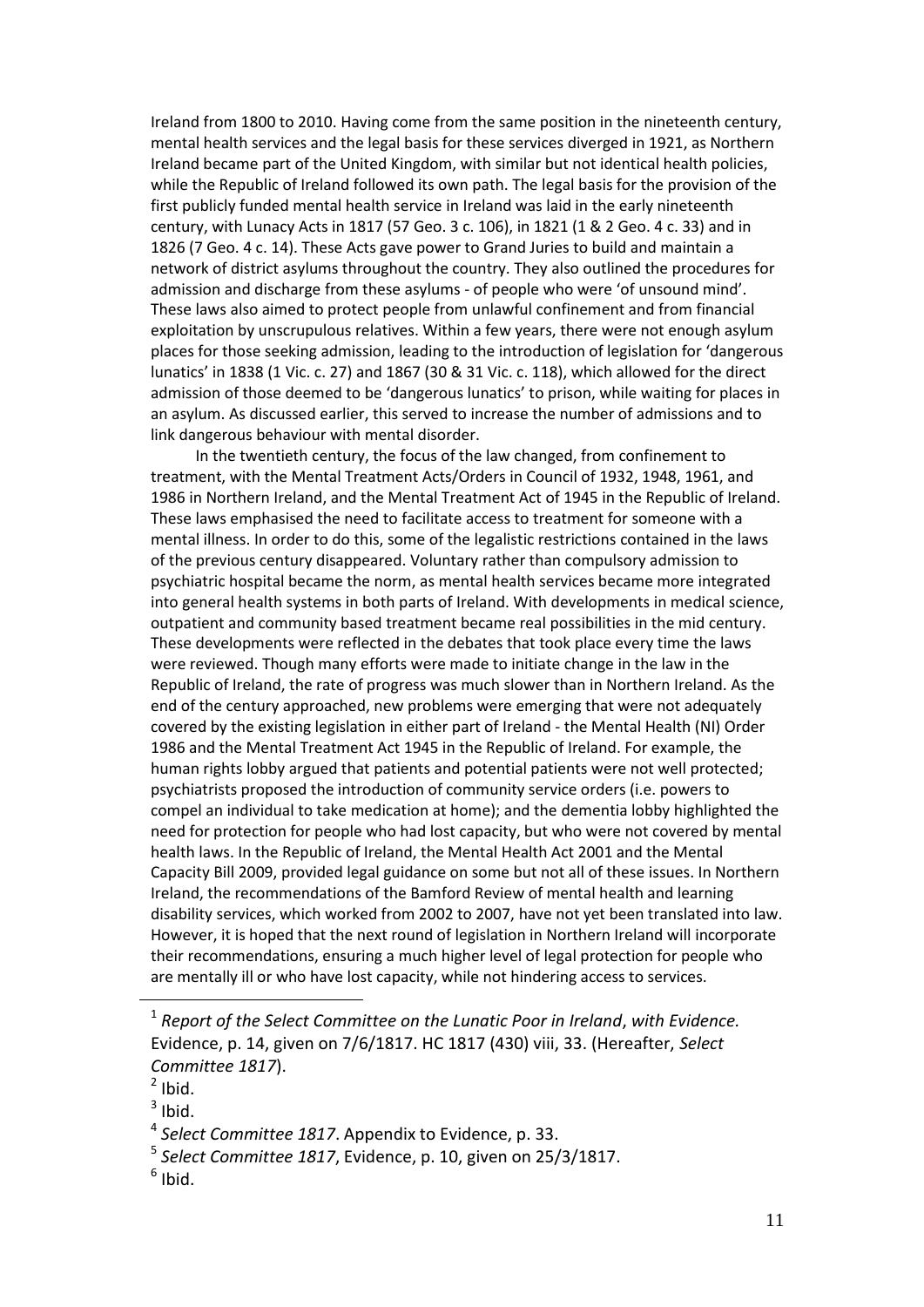Ireland from 1800 to 2010. Having come from the same position in the nineteenth century, mental health services and the legal basis for these services diverged in 1921, as Northern Ireland became part of the United Kingdom, with similar but not identical health policies, while the Republic of Ireland followed its own path. The legal basis for the provision of the first publicly funded mental health service in Ireland was laid in the early nineteenth century, with Lunacy Acts in 1817 (57 Geo. 3 c. 106), in 1821 (1 & 2 Geo. 4 c. 33) and in 1826 (7 Geo. 4 c. 14). These Acts gave power to Grand Juries to build and maintain a network of district asylums throughout the country. They also outlined the procedures for admission and discharge from these asylums - of people who were 'of unsound mind'. These laws also aimed to protect people from unlawful confinement and from financial exploitation by unscrupulous relatives. Within a few years, there were not enough asylum places for those seeking admission, leading to the introduction of legislation for 'dangerous lunatics' in 1838 (1 Vic. c. 27) and 1867 (30 & 31 Vic. c. 118), which allowed for the direct admission of those deemed to be 'dangerous lunatics' to prison, while waiting for places in an asylum. As discussed earlier, this served to increase the number of admissions and to link dangerous behaviour with mental disorder.

In the twentieth century, the focus of the law changed, from confinement to treatment, with the Mental Treatment Acts/Orders in Council of 1932, 1948, 1961, and 1986 in Northern Ireland, and the Mental Treatment Act of 1945 in the Republic of Ireland. These laws emphasised the need to facilitate access to treatment for someone with a mental illness. In order to do this, some of the legalistic restrictions contained in the laws of the previous century disappeared. Voluntary rather than compulsory admission to psychiatric hospital became the norm, as mental health services became more integrated into general health systems in both parts of Ireland. With developments in medical science, outpatient and community based treatment became real possibilities in the mid century. These developments were reflected in the debates that took place every time the laws were reviewed. Though many efforts were made to initiate change in the law in the Republic of Ireland, the rate of progress was much slower than in Northern Ireland. As the end of the century approached, new problems were emerging that were not adequately covered by the existing legislation in either part of Ireland - the Mental Health (NI) Order 1986 and the Mental Treatment Act 1945 in the Republic of Ireland. For example, the human rights lobby argued that patients and potential patients were not well protected; psychiatrists proposed the introduction of community service orders (i.e. powers to compel an individual to take medication at home); and the dementia lobby highlighted the need for protection for people who had lost capacity, but who were not covered by mental health laws. In the Republic of Ireland, the Mental Health Act 2001 and the Mental Capacity Bill 2009, provided legal guidance on some but not all of these issues. In Northern Ireland, the recommendations of the Bamford Review of mental health and learning disability services, which worked from 2002 to 2007, have not yet been translated into law. However, it is hoped that the next round of legislation in Northern Ireland will incorporate their recommendations, ensuring a much higher level of legal protection for people who are mentally ill or who have lost capacity, while not hindering access to services.

---

[1] *Report of the Select Committee on the Lunatic Poor in Ireland*, *with Evidence.* Evidence, p. 14, given on 7/6/1817. HC 1817 (430) viii, 33. (Hereafter, *Select Committee 1817*).

[2] Ibid.

[3] Ibid.

[4] *Select Committee 1817*. Appendix to Evidence, p. 33.

[5] *Select Committee 1817*, Evidence, p. 10, given on 25/3/1817.

[6] Ibid.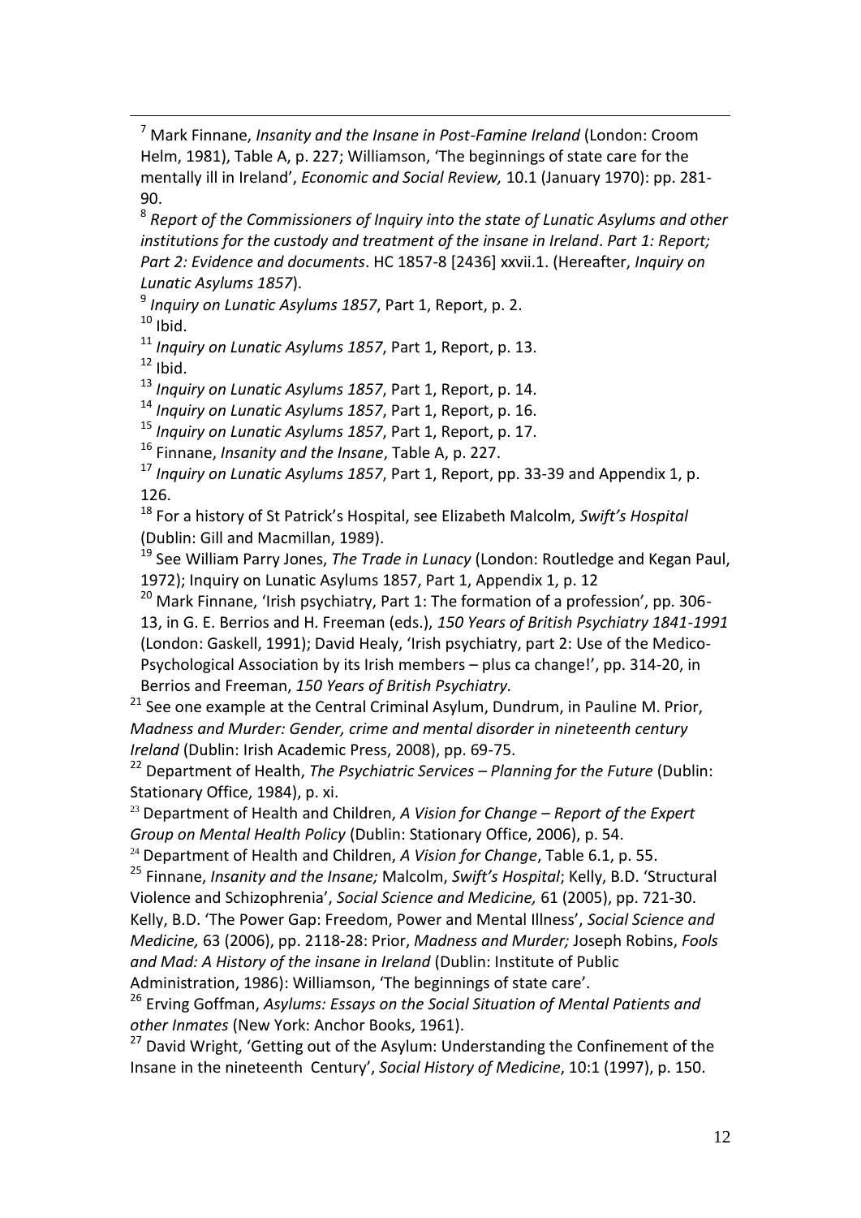[7] Mark Finnane, *Insanity and the Insane in Post-Famine Ireland* (London: Croom Helm, 1981), Table A, p. 227; Williamson, 'The beginnings of state care for the mentally ill in Ireland', *Economic and Social Review,* 10.1 (January 1970): pp. 281-90.

[8] *Report of the Commissioners of Inquiry into the state of Lunatic Asylums and other institutions for the custody and treatment of the insane in Ireland*. *Part 1: Report; Part 2: Evidence and documents*. HC 1857-8 [2436] xxvii.1. (Hereafter, *Inquiry on Lunatic Asylums 1857*).

[9] *Inquiry on Lunatic Asylums 1857*, Part 1, Report, p. 2.

[10] Ibid.

[11] *Inquiry on Lunatic Asylums 1857*, Part 1, Report, p. 13.

[12] Ibid.

[13] *Inquiry on Lunatic Asylums 1857*, Part 1, Report, p. 14.

[14] *Inquiry on Lunatic Asylums 1857*, Part 1, Report, p. 16.

[15] *Inquiry on Lunatic Asylums 1857*, Part 1, Report, p. 17.

[16] Finnane, *Insanity and the Insane*, Table A, p. 227.

[17] *Inquiry on Lunatic Asylums 1857*, Part 1, Report, pp. 33-39 and Appendix 1, p. 126.

[18] For a history of St Patrick's Hospital, see Elizabeth Malcolm, *Swift's Hospital* (Dublin: Gill and Macmillan, 1989).

[19] See William Parry Jones, *The Trade in Lunacy* (London: Routledge and Kegan Paul, 1972); Inquiry on Lunatic Asylums 1857, Part 1, Appendix 1, p. 12

[20] Mark Finnane, 'Irish psychiatry, Part 1: The formation of a profession', pp. 306-13, in G. E. Berrios and H. Freeman (eds.), *150 Years of British Psychiatry 1841-1991* (London: Gaskell, 1991); David Healy, 'Irish psychiatry, part 2: Use of the Medico-Psychological Association by its Irish members – plus ca change!', pp. 314-20, in Berrios and Freeman, *150 Years of British Psychiatry.*

[21] See one example at the Central Criminal Asylum, Dundrum, in Pauline M. Prior, *Madness and Murder: Gender, crime and mental disorder in nineteenth century Ireland* (Dublin: Irish Academic Press, 2008), pp. 69-75.

[22] Department of Health, *The Psychiatric Services – Planning for the Future* (Dublin: Stationary Office, 1984), p. xi.

[23] Department of Health and Children, *A Vision for Change – Report of the Expert Group on Mental Health Policy* (Dublin: Stationary Office, 2006), p. 54.

[24] Department of Health and Children, *A Vision for Change*, Table 6.1, p. 55.

[25] Finnane, *Insanity and the Insane;* Malcolm, *Swift's Hospital*; Kelly, B.D. 'Structural Violence and Schizophrenia', *Social Science and Medicine,* 61 (2005), pp. 721-30. Kelly, B.D. 'The Power Gap: Freedom, Power and Mental Illness', *Social Science and Medicine,* 63 (2006), pp. 2118-28: Prior, *Madness and Murder;* Joseph Robins, *Fools and Mad: A History of the insane in Ireland* (Dublin: Institute of Public Administration, 1986): Williamson, 'The beginnings of state care'.

[26] Erving Goffman, *Asylums: Essays on the Social Situation of Mental Patients and other Inmates* (New York: Anchor Books, 1961).

[27] David Wright, 'Getting out of the Asylum: Understanding the Confinement of the Insane in the nineteenth Century', *Social History of Medicine*, 10:1 (1997), p. 150.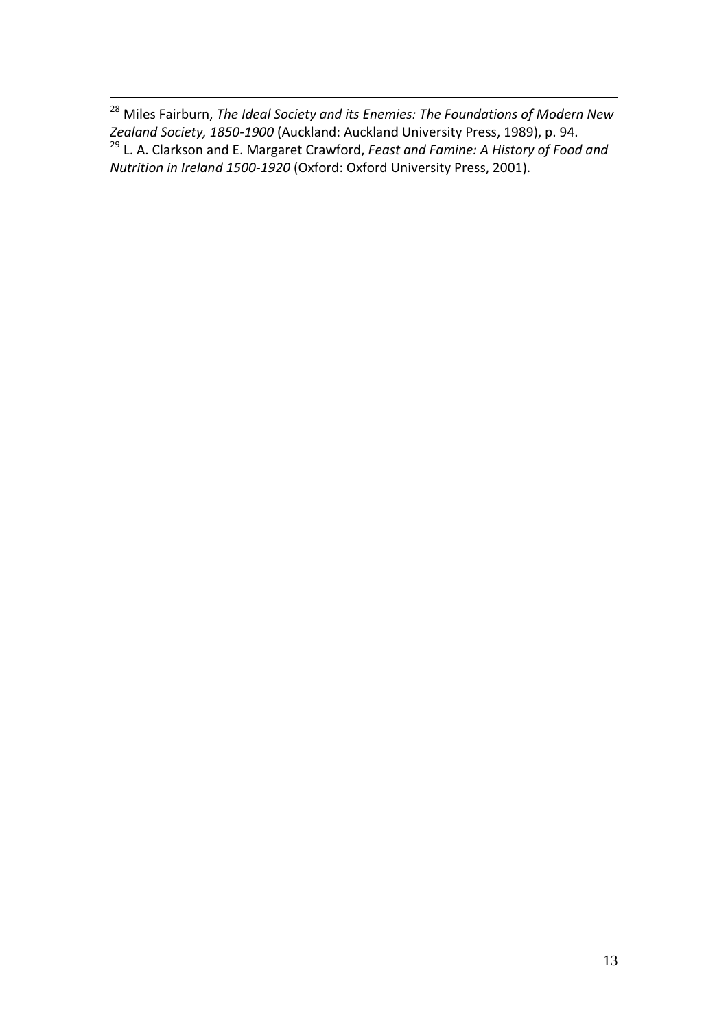[28] Miles Fairburn, *The Ideal Society and its Enemies: The Foundations of Modern New Zealand Society, 1850-1900* (Auckland: Auckland University Press, 1989), p. 94.

[29] L. A. Clarkson and E. Margaret Crawford, *Feast and Famine: A History of Food and Nutrition in Ireland 1500-1920* (Oxford: Oxford University Press, 2001).